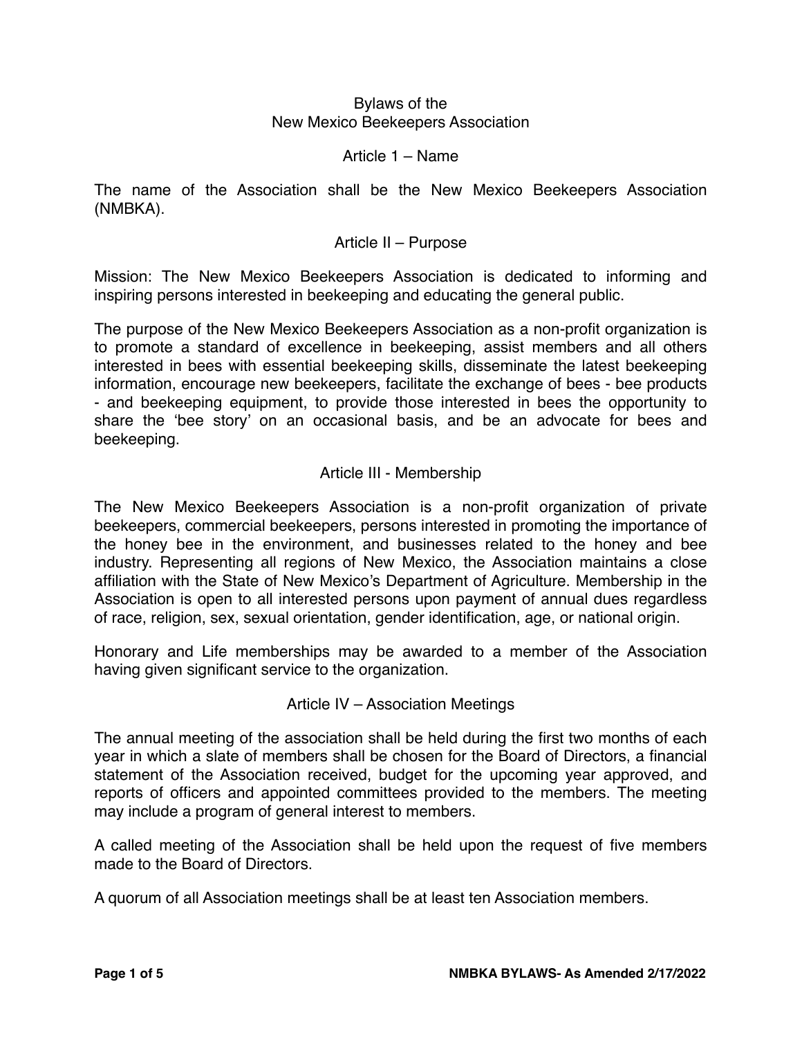# Bylaws of the New Mexico Beekeepers Association

## Article 1 – Name

The name of the Association shall be the New Mexico Beekeepers Association (NMBKA).

## Article II – Purpose

Mission: The New Mexico Beekeepers Association is dedicated to informing and inspiring persons interested in beekeeping and educating the general public.

The purpose of the New Mexico Beekeepers Association as a non-profit organization is to promote a standard of excellence in beekeeping, assist members and all others interested in bees with essential beekeeping skills, disseminate the latest beekeeping information, encourage new beekeepers, facilitate the exchange of bees - bee products - and beekeeping equipment, to provide those interested in bees the opportunity to share the 'bee story' on an occasional basis, and be an advocate for bees and beekeeping.

## Article III - Membership

The New Mexico Beekeepers Association is a non-profit organization of private beekeepers, commercial beekeepers, persons interested in promoting the importance of the honey bee in the environment, and businesses related to the honey and bee industry. Representing all regions of New Mexico, the Association maintains a close affiliation with the State of New Mexico's Department of Agriculture. Membership in the Association is open to all interested persons upon payment of annual dues regardless of race, religion, sex, sexual orientation, gender identification, age, or national origin.

Honorary and Life memberships may be awarded to a member of the Association having given significant service to the organization.

## Article IV – Association Meetings

The annual meeting of the association shall be held during the first two months of each year in which a slate of members shall be chosen for the Board of Directors, a financial statement of the Association received, budget for the upcoming year approved, and reports of officers and appointed committees provided to the members. The meeting may include a program of general interest to members.

A called meeting of the Association shall be held upon the request of five members made to the Board of Directors.

A quorum of all Association meetings shall be at least ten Association members.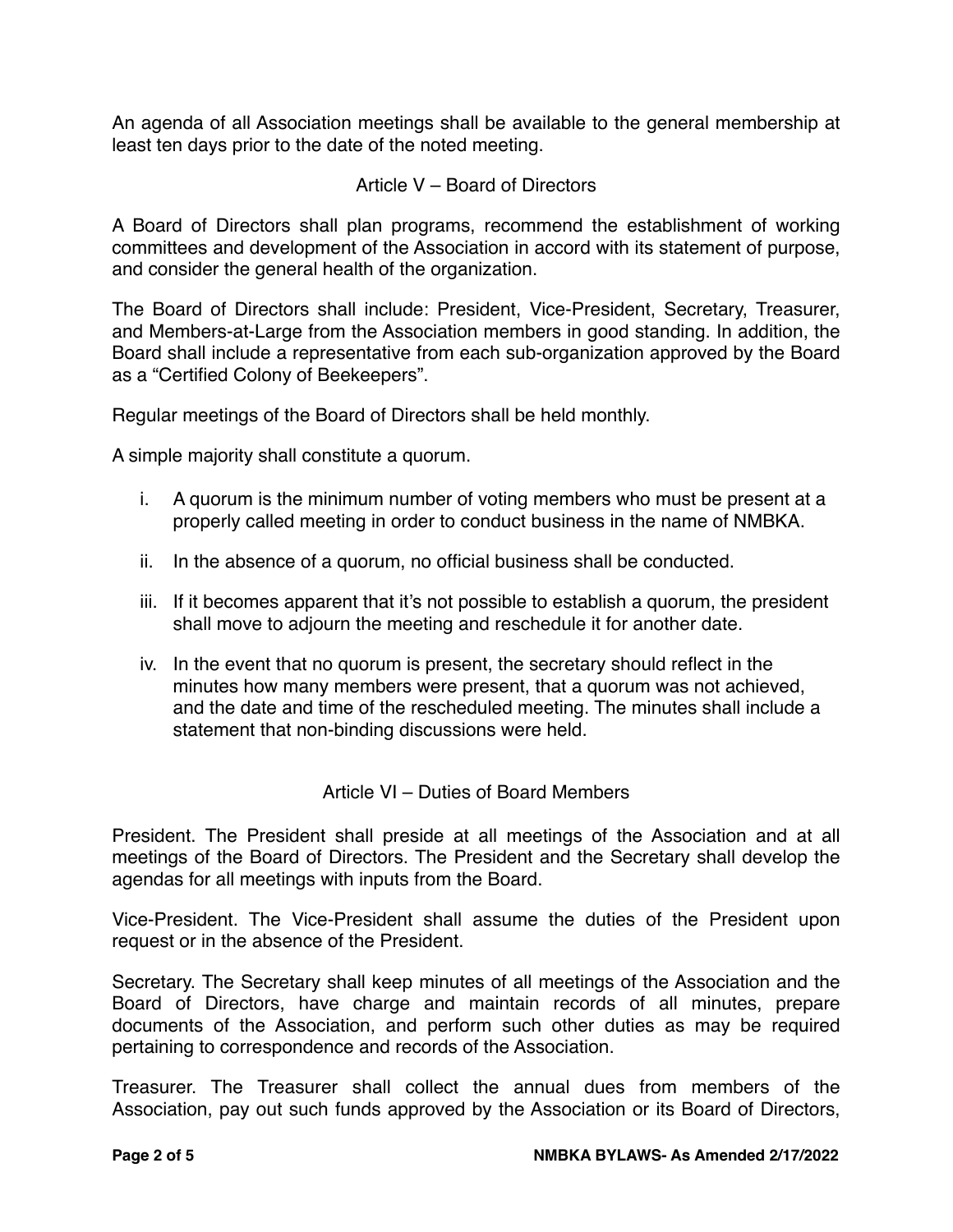An agenda of all Association meetings shall be available to the general membership at least ten days prior to the date of the noted meeting.

## Article V – Board of Directors

A Board of Directors shall plan programs, recommend the establishment of working committees and development of the Association in accord with its statement of purpose, and consider the general health of the organization.

The Board of Directors shall include: President, Vice-President, Secretary, Treasurer, and Members-at-Large from the Association members in good standing. In addition, the Board shall include a representative from each sub-organization approved by the Board as a "Certified Colony of Beekeepers".

Regular meetings of the Board of Directors shall be held monthly.

A simple majority shall constitute a quorum.

i. A quorum is the minimum number of voting members who must be present at a properly called meeting in order to conduct business in the name of NMBKA.

ii. In the absence of a quorum, no official business shall be conducted.

iii. If it becomes apparent that it's not possible to establish a quorum, the president shall move to adjourn the meeting and reschedule it for another date.

iv. In the event that no quorum is present, the secretary should reflect in the minutes how many members were present, that a quorum was not achieved, and the date and time of the rescheduled meeting. The minutes shall include a statement that non-binding discussions were held.

## Article VI – Duties of Board Members

President. The President shall preside at all meetings of the Association and at all meetings of the Board of Directors. The President and the Secretary shall develop the agendas for all meetings with inputs from the Board.

Vice-President. The Vice-President shall assume the duties of the President upon request or in the absence of the President.

Secretary. The Secretary shall keep minutes of all meetings of the Association and the Board of Directors, have charge and maintain records of all minutes, prepare documents of the Association, and perform such other duties as may be required pertaining to correspondence and records of the Association.

Treasurer. The Treasurer shall collect the annual dues from members of the Association, pay out such funds approved by the Association or its Board of Directors,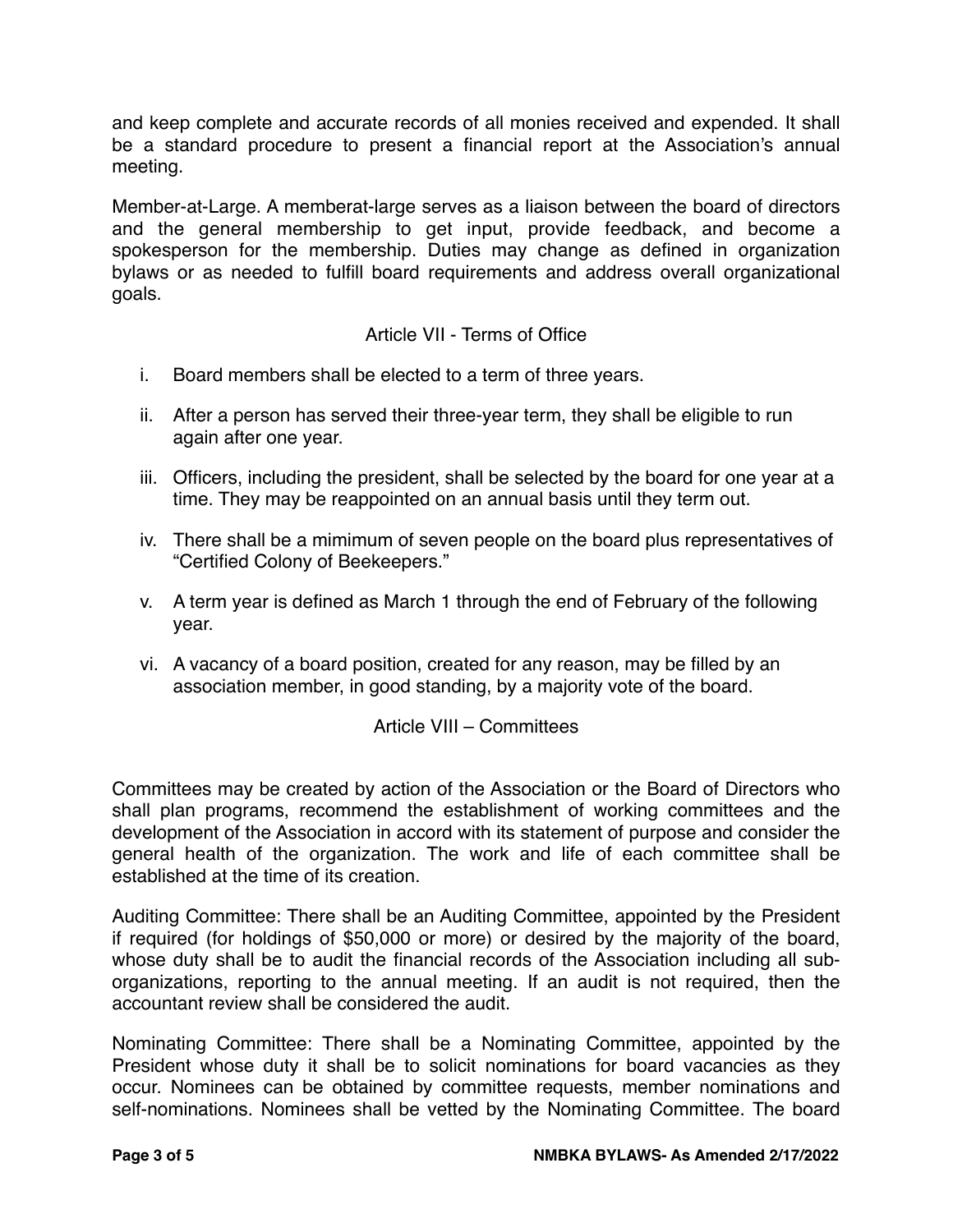and keep complete and accurate records of all monies received and expended. It shall be a standard procedure to present a financial report at the Association's annual meeting.

Member-at-Large. A memberat-large serves as a liaison between the board of directors and the general membership to get input, provide feedback, and become a spokesperson for the membership. Duties may change as defined in organization bylaws or as needed to fulfill board requirements and address overall organizational goals.

## Article VII - Terms of Office

i. Board members shall be elected to a term of three years.

ii. After a person has served their three-year term, they shall be eligible to run again after one year.

iii. Officers, including the president, shall be selected by the board for one year at a time. They may be reappointed on an annual basis until they term out.

iv. There shall be a mimimum of seven people on the board plus representatives of "Certified Colony of Beekeepers."

v. A term year is defined as March 1 through the end of February of the following year.

vi. A vacancy of a board position, created for any reason, may be filled by an association member, in good standing, by a majority vote of the board.

## Article VIII – Committees

Committees may be created by action of the Association or the Board of Directors who shall plan programs, recommend the establishment of working committees and the development of the Association in accord with its statement of purpose and consider the general health of the organization. The work and life of each committee shall be established at the time of its creation.

Auditing Committee: There shall be an Auditing Committee, appointed by the President if required (for holdings of $50,000 or more) or desired by the majority of the board, whose duty shall be to audit the financial records of the Association including all sub-organizations, reporting to the annual meeting. If an audit is not required, then the accountant review shall be considered the audit.

Nominating Committee: There shall be a Nominating Committee, appointed by the President whose duty it shall be to solicit nominations for board vacancies as they occur. Nominees can be obtained by committee requests, member nominations and self-nominations. Nominees shall be vetted by the Nominating Committee. The board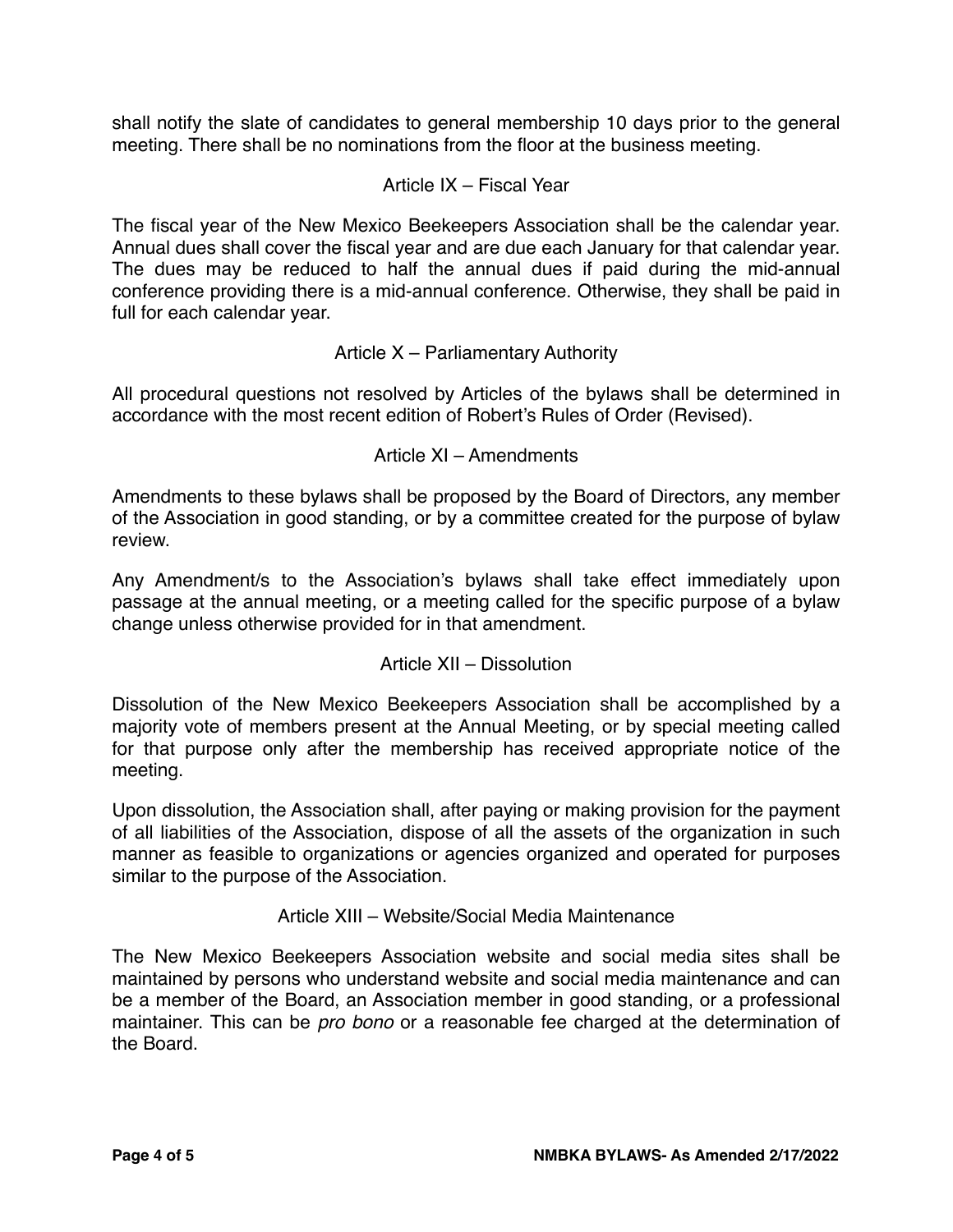shall notify the slate of candidates to general membership 10 days prior to the general meeting. There shall be no nominations from the floor at the business meeting.

## Article IX – Fiscal Year

The fiscal year of the New Mexico Beekeepers Association shall be the calendar year. Annual dues shall cover the fiscal year and are due each January for that calendar year. The dues may be reduced to half the annual dues if paid during the mid-annual conference providing there is a mid-annual conference. Otherwise, they shall be paid in full for each calendar year.

## Article X – Parliamentary Authority

All procedural questions not resolved by Articles of the bylaws shall be determined in accordance with the most recent edition of Robert's Rules of Order (Revised).

## Article XI – Amendments

Amendments to these bylaws shall be proposed by the Board of Directors, any member of the Association in good standing, or by a committee created for the purpose of bylaw review.

Any Amendment/s to the Association's bylaws shall take effect immediately upon passage at the annual meeting, or a meeting called for the specific purpose of a bylaw change unless otherwise provided for in that amendment.

## Article XII – Dissolution

Dissolution of the New Mexico Beekeepers Association shall be accomplished by a majority vote of members present at the Annual Meeting, or by special meeting called for that purpose only after the membership has received appropriate notice of the meeting.

Upon dissolution, the Association shall, after paying or making provision for the payment of all liabilities of the Association, dispose of all the assets of the organization in such manner as feasible to organizations or agencies organized and operated for purposes similar to the purpose of the Association.

## Article XIII – Website/Social Media Maintenance

The New Mexico Beekeepers Association website and social media sites shall be maintained by persons who understand website and social media maintenance and can be a member of the Board, an Association member in good standing, or a professional maintainer. This can be *pro bono* or a reasonable fee charged at the determination of the Board.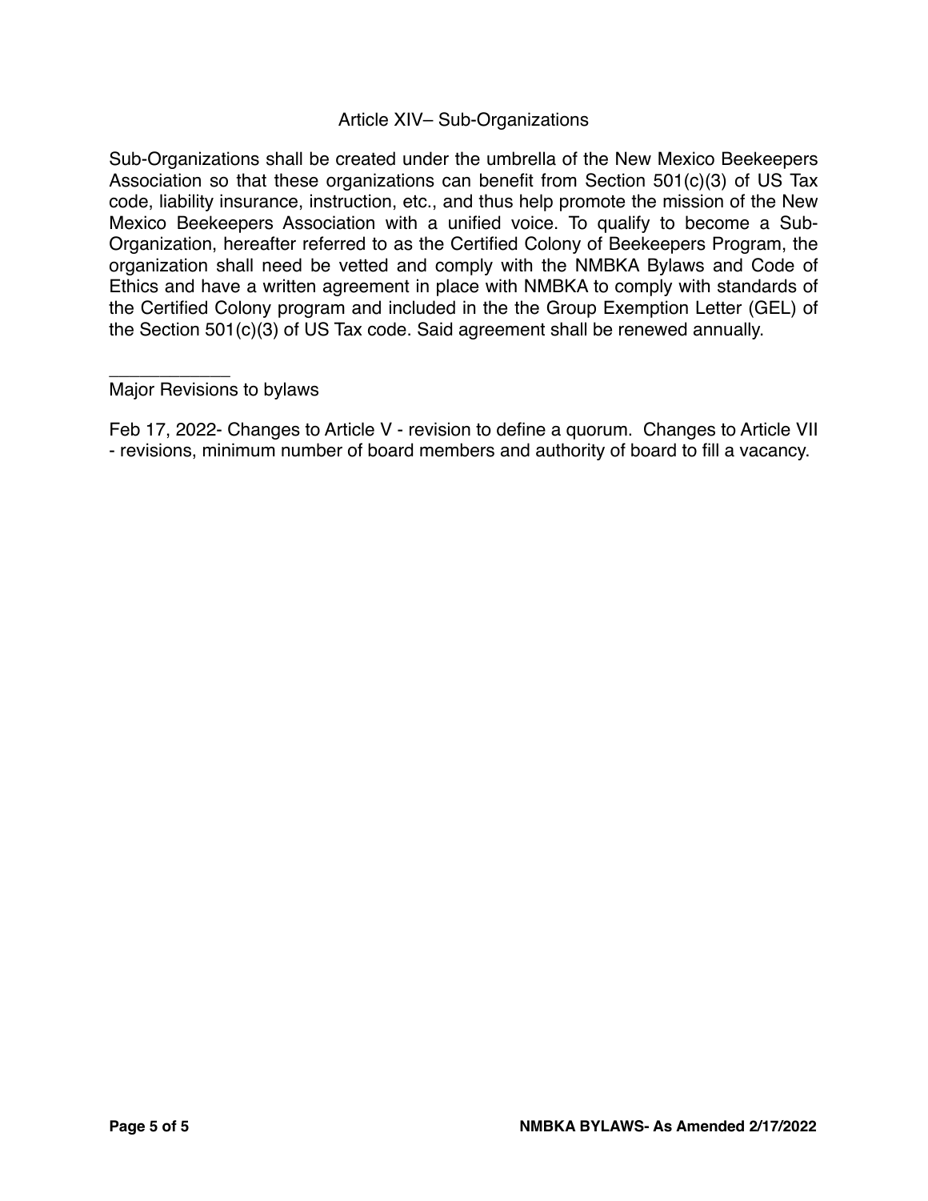## Article XIV– Sub-Organizations

Sub-Organizations shall be created under the umbrella of the New Mexico Beekeepers Association so that these organizations can benefit from Section 501(c)(3) of US Tax code, liability insurance, instruction, etc., and thus help promote the mission of the New Mexico Beekeepers Association with a unified voice. To qualify to become a Sub-Organization, hereafter referred to as the Certified Colony of Beekeepers Program, the organization shall need be vetted and comply with the NMBKA Bylaws and Code of Ethics and have a written agreement in place with NMBKA to comply with standards of the Certified Colony program and included in the the Group Exemption Letter (GEL) of the Section 501(c)(3) of US Tax code. Said agreement shall be renewed annually.

---

Major Revisions to bylaws

Feb 17, 2022- Changes to Article V - revision to define a quorum. Changes to Article VII - revisions, minimum number of board members and authority of board to fill a vacancy.